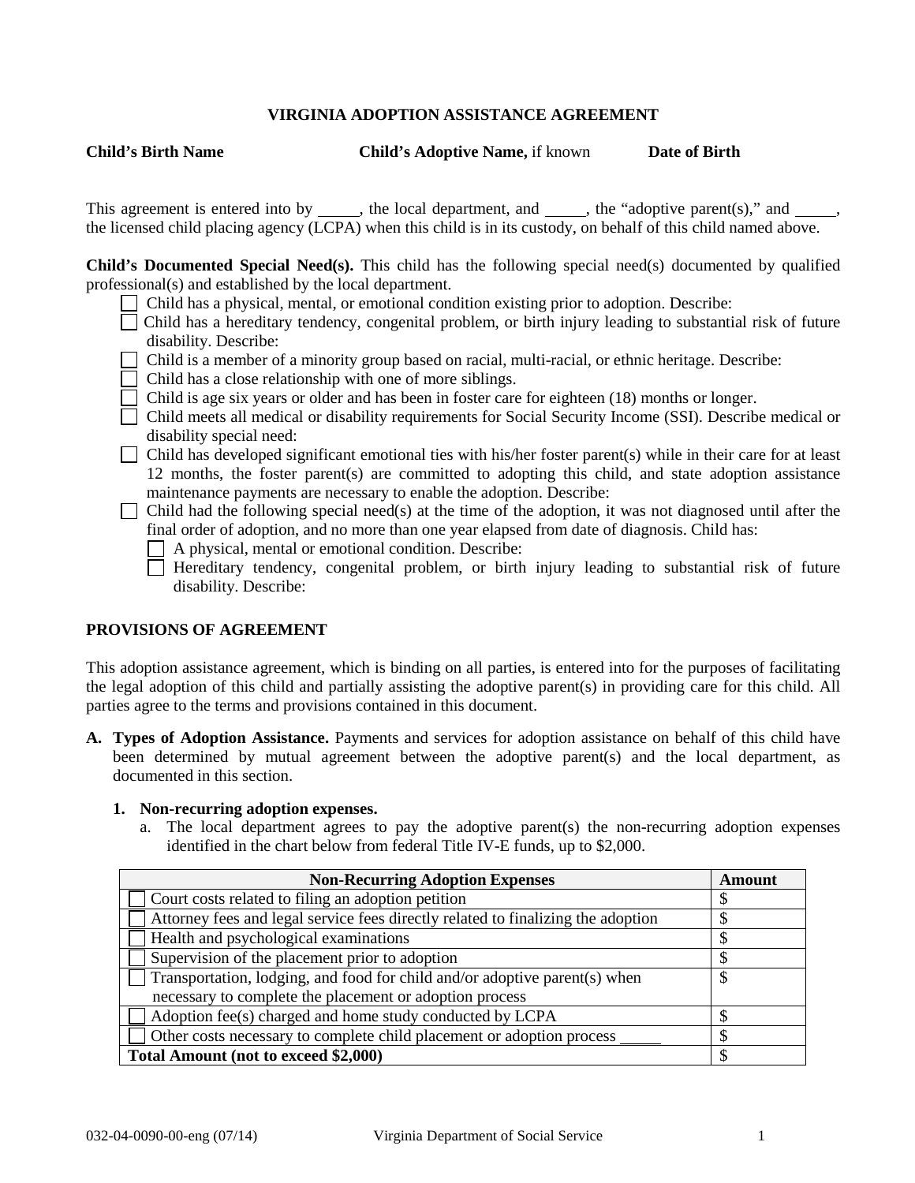# VIRGINIA ADOPTION ASSISTANCE AGREEMENT

**Child's Birth Name** **Child's Adoptive Name,** if known **Date of Birth**

This agreement is entered into by _____, the local department, and _____, the "adoptive parent(s)," and _____, the licensed child placing agency (LCPA) when this child is in its custody, on behalf of this child named above.

**Child's Documented Special Need(s).** This child has the following special need(s) documented by qualified professional(s) and established by the local department.

- ☐ Child has a physical, mental, or emotional condition existing prior to adoption. Describe:
- ☐ Child has a hereditary tendency, congenital problem, or birth injury leading to substantial risk of future disability. Describe:
- ☐ Child is a member of a minority group based on racial, multi-racial, or ethnic heritage. Describe:
- ☐ Child has a close relationship with one of more siblings.
- ☐ Child is age six years or older and has been in foster care for eighteen (18) months or longer.
- ☐ Child meets all medical or disability requirements for Social Security Income (SSI). Describe medical or disability special need:
- ☐ Child has developed significant emotional ties with his/her foster parent(s) while in their care for at least 12 months, the foster parent(s) are committed to adopting this child, and state adoption assistance maintenance payments are necessary to enable the adoption. Describe:
- ☐ Child had the following special need(s) at the time of the adoption, it was not diagnosed until after the final order of adoption, and no more than one year elapsed from date of diagnosis. Child has:
  - ☐ A physical, mental or emotional condition. Describe:
  - ☐ Hereditary tendency, congenital problem, or birth injury leading to substantial risk of future disability. Describe:

## PROVISIONS OF AGREEMENT

This adoption assistance agreement, which is binding on all parties, is entered into for the purposes of facilitating the legal adoption of this child and partially assisting the adoptive parent(s) in providing care for this child. All parties agree to the terms and provisions contained in this document.

**A. Types of Adoption Assistance.** Payments and services for adoption assistance on behalf of this child have been determined by mutual agreement between the adoptive parent(s) and the local department, as documented in this section.

**1. Non-recurring adoption expenses.**

a. The local department agrees to pay the adoptive parent(s) the non-recurring adoption expenses identified in the chart below from federal Title IV-E funds, up to $2,000.

| Non-Recurring Adoption Expenses | Amount |
|---|---|
| ☐ Court costs related to filing an adoption petition | $ |
| ☐ Attorney fees and legal service fees directly related to finalizing the adoption | $ |
| ☐ Health and psychological examinations | $ |
| ☐ Supervision of the placement prior to adoption | $ |
| ☐ Transportation, lodging, and food for child and/or adoptive parent(s) when necessary to complete the placement or adoption process | $ |
| ☐ Adoption fee(s) charged and home study conducted by LCPA | $ |
| ☐ Other costs necessary to complete child placement or adoption process _____ | $ |
| **Total Amount (not to exceed $2,000)** | $ |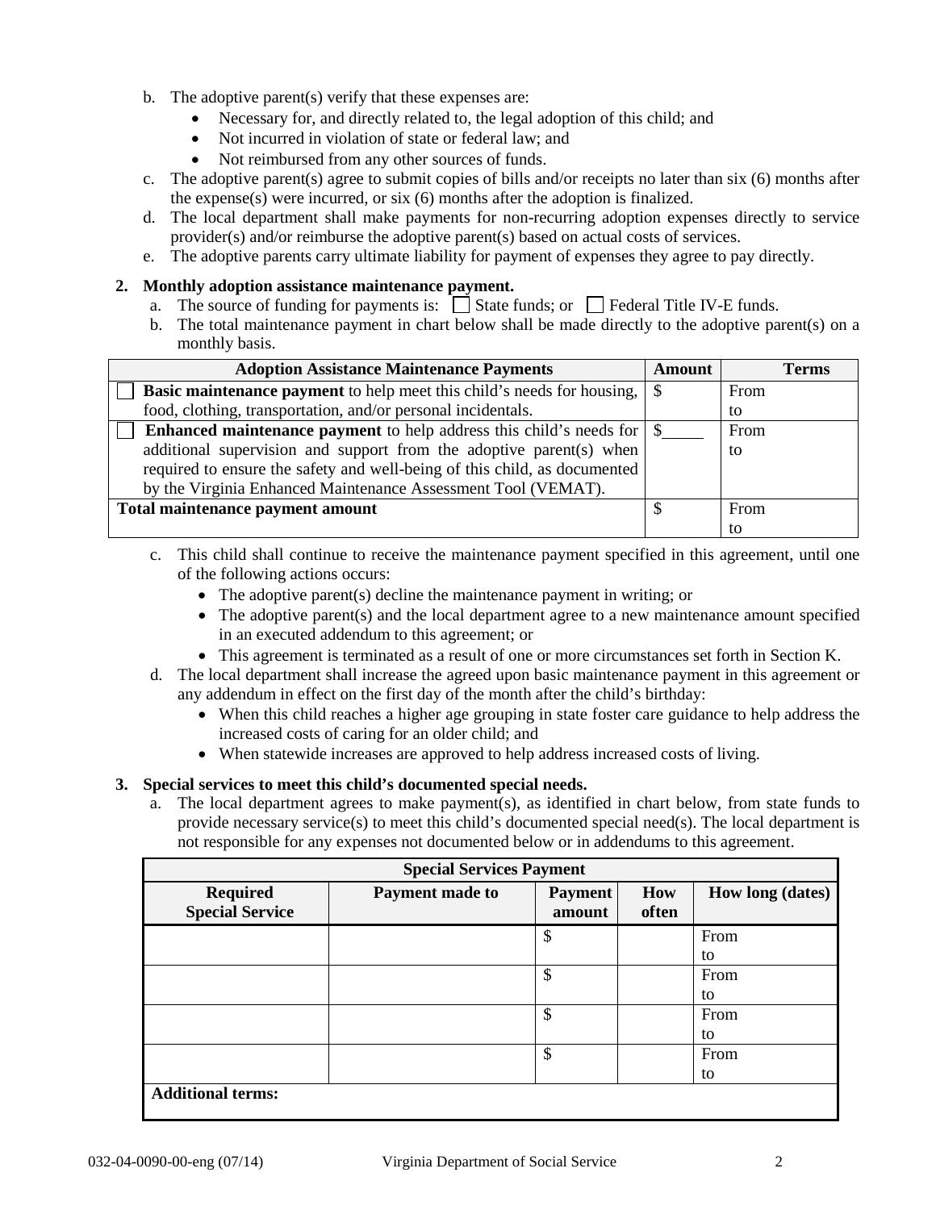b. The adoptive parent(s) verify that these expenses are:
   - Necessary for, and directly related to, the legal adoption of this child; and
   - Not incurred in violation of state or federal law; and
   - Not reimbursed from any other sources of funds.

c. The adoptive parent(s) agree to submit copies of bills and/or receipts no later than six (6) months after the expense(s) were incurred, or six (6) months after the adoption is finalized.

d. The local department shall make payments for non-recurring adoption expenses directly to service provider(s) and/or reimburse the adoptive parent(s) based on actual costs of services.

e. The adoptive parents carry ultimate liability for payment of expenses they agree to pay directly.

**2. Monthly adoption assistance maintenance payment.**

a. The source of funding for payments is: ☐ State funds; or ☐ Federal Title IV-E funds.

b. The total maintenance payment in chart below shall be made directly to the adoptive parent(s) on a monthly basis.

| Adoption Assistance Maintenance Payments | Amount | Terms |
|---|---|---|
| ☐ **Basic maintenance payment** to help meet this child's needs for housing, food, clothing, transportation, and/or personal incidentals. | $ | From<br>to |
| ☐ **Enhanced maintenance payment** to help address this child's needs for additional supervision and support from the adoptive parent(s) when required to ensure the safety and well-being of this child, as documented by the Virginia Enhanced Maintenance Assessment Tool (VEMAT). | $_____ | From<br>to |
| **Total maintenance payment amount** | $ | From<br>to |

c. This child shall continue to receive the maintenance payment specified in this agreement, until one of the following actions occurs:
   - The adoptive parent(s) decline the maintenance payment in writing; or
   - The adoptive parent(s) and the local department agree to a new maintenance amount specified in an executed addendum to this agreement; or
   - This agreement is terminated as a result of one or more circumstances set forth in Section K.

d. The local department shall increase the agreed upon basic maintenance payment in this agreement or any addendum in effect on the first day of the month after the child's birthday:
   - When this child reaches a higher age grouping in state foster care guidance to help address the increased costs of caring for an older child; and
   - When statewide increases are approved to help address increased costs of living.

**3. Special services to meet this child's documented special needs.**

a. The local department agrees to make payment(s), as identified in chart below, from state funds to provide necessary service(s) to meet this child's documented special need(s). The local department is not responsible for any expenses not documented below or in addendums to this agreement.

| Special Services Payment | | | | |
|---|---|---|---|---|
| **Required Special Service** | **Payment made to** | **Payment amount** | **How often** | **How long (dates)** |
| | | $ | | From<br>to |
| | | $ | | From<br>to |
| | | $ | | From<br>to |
| | | $ | | From<br>to |
| **Additional terms:** | | | | |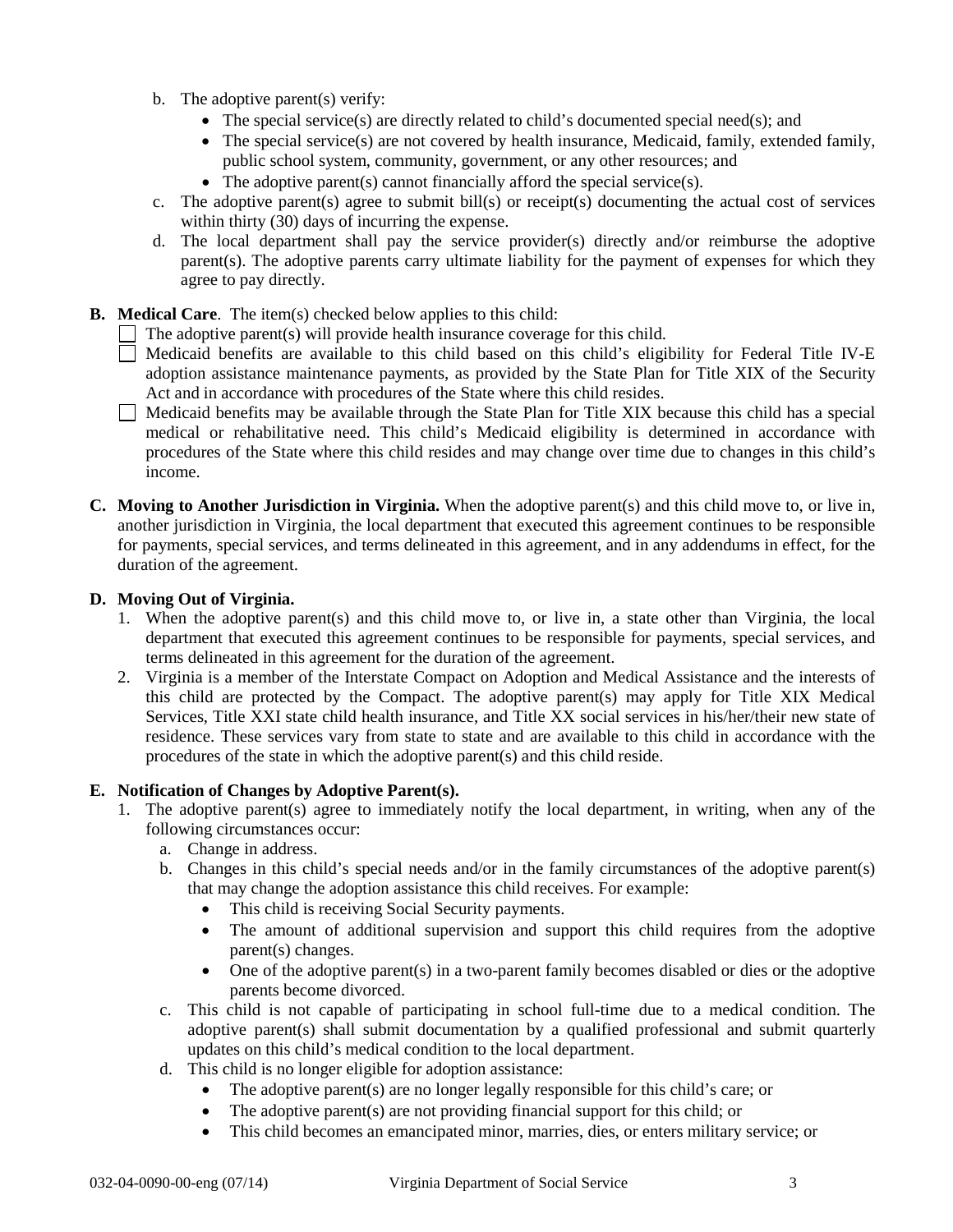b. The adoptive parent(s) verify:
   - The special service(s) are directly related to child's documented special need(s); and
   - The special service(s) are not covered by health insurance, Medicaid, family, extended family, public school system, community, government, or any other resources; and
   - The adoptive parent(s) cannot financially afford the special service(s).

c. The adoptive parent(s) agree to submit bill(s) or receipt(s) documenting the actual cost of services within thirty (30) days of incurring the expense.

d. The local department shall pay the service provider(s) directly and/or reimburse the adoptive parent(s). The adoptive parents carry ultimate liability for the payment of expenses for which they agree to pay directly.

**B. Medical Care**. The item(s) checked below applies to this child:

☐ The adoptive parent(s) will provide health insurance coverage for this child.

☐ Medicaid benefits are available to this child based on this child's eligibility for Federal Title IV-E adoption assistance maintenance payments, as provided by the State Plan for Title XIX of the Security Act and in accordance with procedures of the State where this child resides.

☐ Medicaid benefits may be available through the State Plan for Title XIX because this child has a special medical or rehabilitative need. This child's Medicaid eligibility is determined in accordance with procedures of the State where this child resides and may change over time due to changes in this child's income.

**C. Moving to Another Jurisdiction in Virginia.** When the adoptive parent(s) and this child move to, or live in, another jurisdiction in Virginia, the local department that executed this agreement continues to be responsible for payments, special services, and terms delineated in this agreement, and in any addendums in effect, for the duration of the agreement.

**D. Moving Out of Virginia.**

1. When the adoptive parent(s) and this child move to, or live in, a state other than Virginia, the local department that executed this agreement continues to be responsible for payments, special services, and terms delineated in this agreement for the duration of the agreement.
2. Virginia is a member of the Interstate Compact on Adoption and Medical Assistance and the interests of this child are protected by the Compact. The adoptive parent(s) may apply for Title XIX Medical Services, Title XXI state child health insurance, and Title XX social services in his/her/their new state of residence. These services vary from state to state and are available to this child in accordance with the procedures of the state in which the adoptive parent(s) and this child reside.

**E. Notification of Changes by Adoptive Parent(s).**

1. The adoptive parent(s) agree to immediately notify the local department, in writing, when any of the following circumstances occur:
   a. Change in address.
   b. Changes in this child's special needs and/or in the family circumstances of the adoptive parent(s) that may change the adoption assistance this child receives. For example:
      - This child is receiving Social Security payments.
      - The amount of additional supervision and support this child requires from the adoptive parent(s) changes.
      - One of the adoptive parent(s) in a two-parent family becomes disabled or dies or the adoptive parents become divorced.

   c. This child is not capable of participating in school full-time due to a medical condition. The adoptive parent(s) shall submit documentation by a qualified professional and submit quarterly updates on this child's medical condition to the local department.
   d. This child is no longer eligible for adoption assistance:
      - The adoptive parent(s) are no longer legally responsible for this child's care; or
      - The adoptive parent(s) are not providing financial support for this child; or
      - This child becomes an emancipated minor, marries, dies, or enters military service; or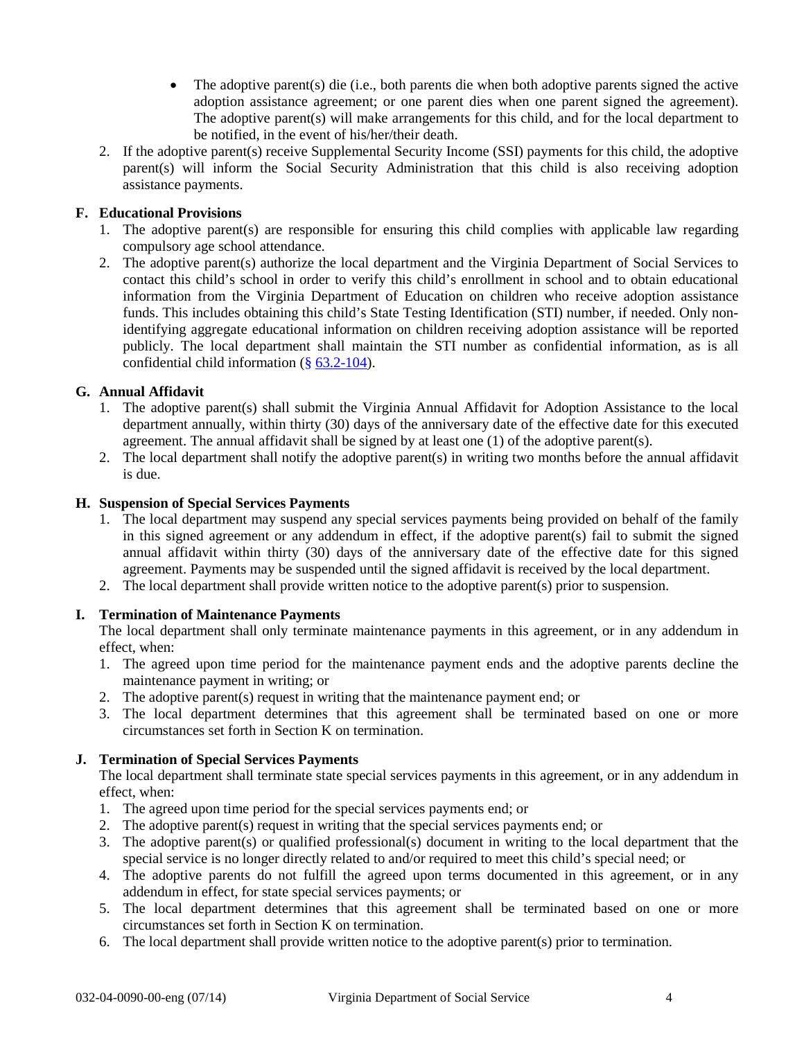- The adoptive parent(s) die (i.e., both parents die when both adoptive parents signed the active adoption assistance agreement; or one parent dies when one parent signed the agreement). The adoptive parent(s) will make arrangements for this child, and for the local department to be notified, in the event of his/her/their death.

2. If the adoptive parent(s) receive Supplemental Security Income (SSI) payments for this child, the adoptive parent(s) will inform the Social Security Administration that this child is also receiving adoption assistance payments.

**F. Educational Provisions**

1. The adoptive parent(s) are responsible for ensuring this child complies with applicable law regarding compulsory age school attendance.
2. The adoptive parent(s) authorize the local department and the Virginia Department of Social Services to contact this child's school in order to verify this child's enrollment in school and to obtain educational information from the Virginia Department of Education on children who receive adoption assistance funds. This includes obtaining this child's State Testing Identification (STI) number, if needed. Only non-identifying aggregate educational information on children receiving adoption assistance will be reported publicly. The local department shall maintain the STI number as confidential information, as is all confidential child information (§ 63.2-104).

**G. Annual Affidavit**

1. The adoptive parent(s) shall submit the Virginia Annual Affidavit for Adoption Assistance to the local department annually, within thirty (30) days of the anniversary date of the effective date for this executed agreement. The annual affidavit shall be signed by at least one (1) of the adoptive parent(s).
2. The local department shall notify the adoptive parent(s) in writing two months before the annual affidavit is due.

**H. Suspension of Special Services Payments**

1. The local department may suspend any special services payments being provided on behalf of the family in this signed agreement or any addendum in effect, if the adoptive parent(s) fail to submit the signed annual affidavit within thirty (30) days of the anniversary date of the effective date for this signed agreement. Payments may be suspended until the signed affidavit is received by the local department.
2. The local department shall provide written notice to the adoptive parent(s) prior to suspension.

**I. Termination of Maintenance Payments**

The local department shall only terminate maintenance payments in this agreement, or in any addendum in effect, when:

1. The agreed upon time period for the maintenance payment ends and the adoptive parents decline the maintenance payment in writing; or
2. The adoptive parent(s) request in writing that the maintenance payment end; or
3. The local department determines that this agreement shall be terminated based on one or more circumstances set forth in Section K on termination.

**J. Termination of Special Services Payments**

The local department shall terminate state special services payments in this agreement, or in any addendum in effect, when:

1. The agreed upon time period for the special services payments end; or
2. The adoptive parent(s) request in writing that the special services payments end; or
3. The adoptive parent(s) or qualified professional(s) document in writing to the local department that the special service is no longer directly related to and/or required to meet this child's special need; or
4. The adoptive parents do not fulfill the agreed upon terms documented in this agreement, or in any addendum in effect, for state special services payments; or
5. The local department determines that this agreement shall be terminated based on one or more circumstances set forth in Section K on termination.
6. The local department shall provide written notice to the adoptive parent(s) prior to termination.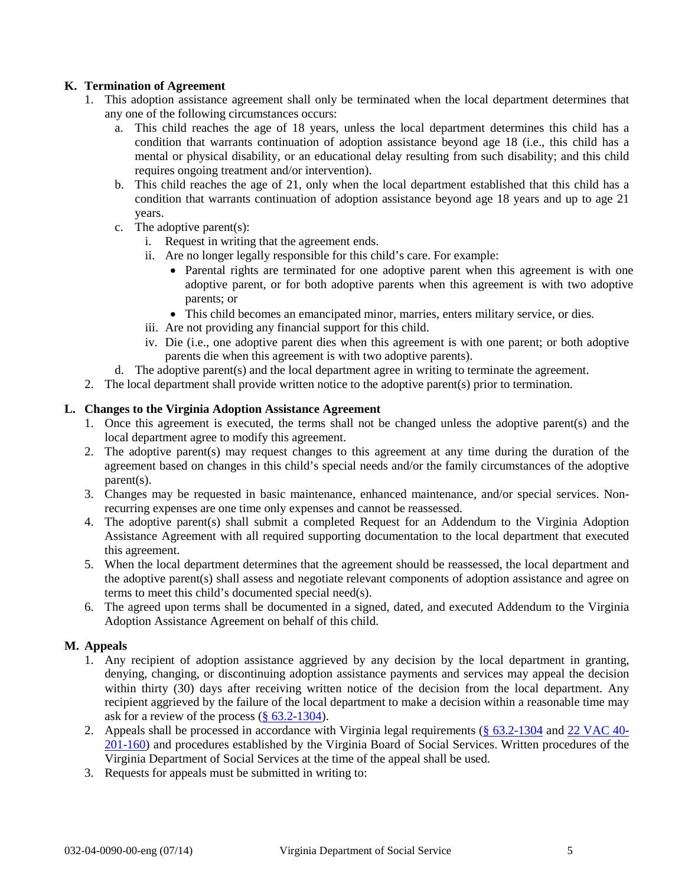**K. Termination of Agreement**

1. This adoption assistance agreement shall only be terminated when the local department determines that any one of the following circumstances occurs:
   a. This child reaches the age of 18 years, unless the local department determines this child has a condition that warrants continuation of adoption assistance beyond age 18 (i.e., this child has a mental or physical disability, or an educational delay resulting from such disability; and this child requires ongoing treatment and/or intervention).
   b. This child reaches the age of 21, only when the local department established that this child has a condition that warrants continuation of adoption assistance beyond age 18 years and up to age 21 years.
   c. The adoptive parent(s):
      i. Request in writing that the agreement ends.
      ii. Are no longer legally responsible for this child's care. For example:
         - Parental rights are terminated for one adoptive parent when this agreement is with one adoptive parent, or for both adoptive parents when this agreement is with two adoptive parents; or
         - This child becomes an emancipated minor, marries, enters military service, or dies.
      iii. Are not providing any financial support for this child.
      iv. Die (i.e., one adoptive parent dies when this agreement is with one parent; or both adoptive parents die when this agreement is with two adoptive parents).
   d. The adoptive parent(s) and the local department agree in writing to terminate the agreement.
2. The local department shall provide written notice to the adoptive parent(s) prior to termination.

**L. Changes to the Virginia Adoption Assistance Agreement**

1. Once this agreement is executed, the terms shall not be changed unless the adoptive parent(s) and the local department agree to modify this agreement.
2. The adoptive parent(s) may request changes to this agreement at any time during the duration of the agreement based on changes in this child's special needs and/or the family circumstances of the adoptive parent(s).
3. Changes may be requested in basic maintenance, enhanced maintenance, and/or special services. Non-recurring expenses are one time only expenses and cannot be reassessed.
4. The adoptive parent(s) shall submit a completed Request for an Addendum to the Virginia Adoption Assistance Agreement with all required supporting documentation to the local department that executed this agreement.
5. When the local department determines that the agreement should be reassessed, the local department and the adoptive parent(s) shall assess and negotiate relevant components of adoption assistance and agree on terms to meet this child's documented special need(s).
6. The agreed upon terms shall be documented in a signed, dated, and executed Addendum to the Virginia Adoption Assistance Agreement on behalf of this child.

**M. Appeals**

1. Any recipient of adoption assistance aggrieved by any decision by the local department in granting, denying, changing, or discontinuing adoption assistance payments and services may appeal the decision within thirty (30) days after receiving written notice of the decision from the local department. Any recipient aggrieved by the failure of the local department to make a decision within a reasonable time may ask for a review of the process (§ 63.2-1304).
2. Appeals shall be processed in accordance with Virginia legal requirements (§ 63.2-1304 and 22 VAC 40-201-160) and procedures established by the Virginia Board of Social Services. Written procedures of the Virginia Department of Social Services at the time of the appeal shall be used.
3. Requests for appeals must be submitted in writing to: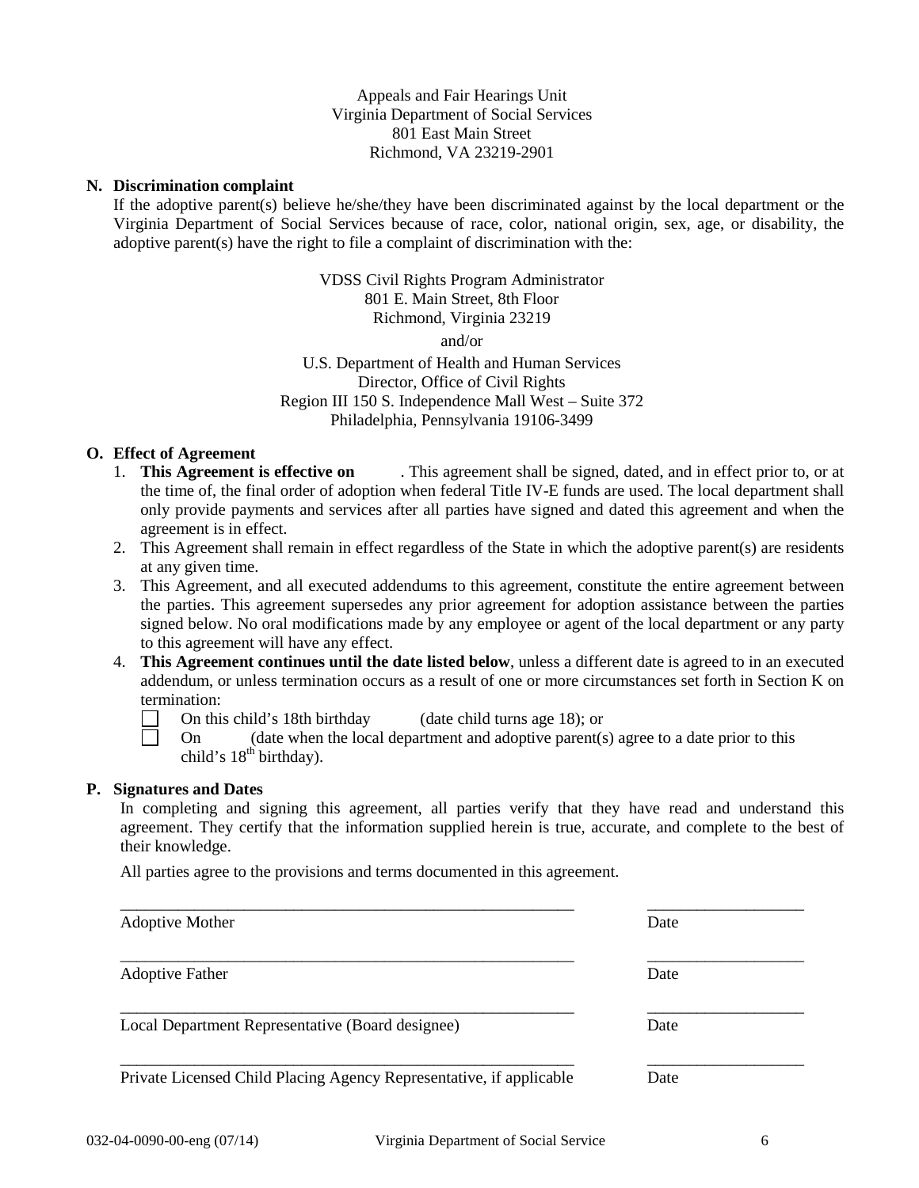Appeals and Fair Hearings Unit
Virginia Department of Social Services
801 East Main Street
Richmond, VA 23219-2901

**N. Discrimination complaint**

If the adoptive parent(s) believe he/she/they have been discriminated against by the local department or the Virginia Department of Social Services because of race, color, national origin, sex, age, or disability, the adoptive parent(s) have the right to file a complaint of discrimination with the:

VDSS Civil Rights Program Administrator
801 E. Main Street, 8th Floor
Richmond, Virginia 23219

and/or

U.S. Department of Health and Human Services
Director, Office of Civil Rights
Region III 150 S. Independence Mall West – Suite 372
Philadelphia, Pennsylvania 19106-3499

**O. Effect of Agreement**

1. **This Agreement is effective on** . This agreement shall be signed, dated, and in effect prior to, or at the time of, the final order of adoption when federal Title IV-E funds are used. The local department shall only provide payments and services after all parties have signed and dated this agreement and when the agreement is in effect.
2. This Agreement shall remain in effect regardless of the State in which the adoptive parent(s) are residents at any given time.
3. This Agreement, and all executed addendums to this agreement, constitute the entire agreement between the parties. This agreement supersedes any prior agreement for adoption assistance between the parties signed below. No oral modifications made by any employee or agent of the local department or any party to this agreement will have any effect.
4. **This Agreement continues until the date listed below**, unless a different date is agreed to in an executed addendum, or unless termination occurs as a result of one or more circumstances set forth in Section K on termination:
   - ☐ On this child's 18th birthday (date child turns age 18); or
   - ☐ On (date when the local department and adoptive parent(s) agree to a date prior to this child's 18th birthday).

**P. Signatures and Dates**

In completing and signing this agreement, all parties verify that they have read and understand this agreement. They certify that the information supplied herein is true, accurate, and complete to the best of their knowledge.

All parties agree to the provisions and terms documented in this agreement.

___________________________________________ ____________________
Adoptive Mother Date

___________________________________________ ____________________
Adoptive Father Date

___________________________________________ ____________________
Local Department Representative (Board designee) Date

___________________________________________ ____________________
Private Licensed Child Placing Agency Representative, if applicable Date

032-04-0090-00-eng (07/14) Virginia Department of Social Service